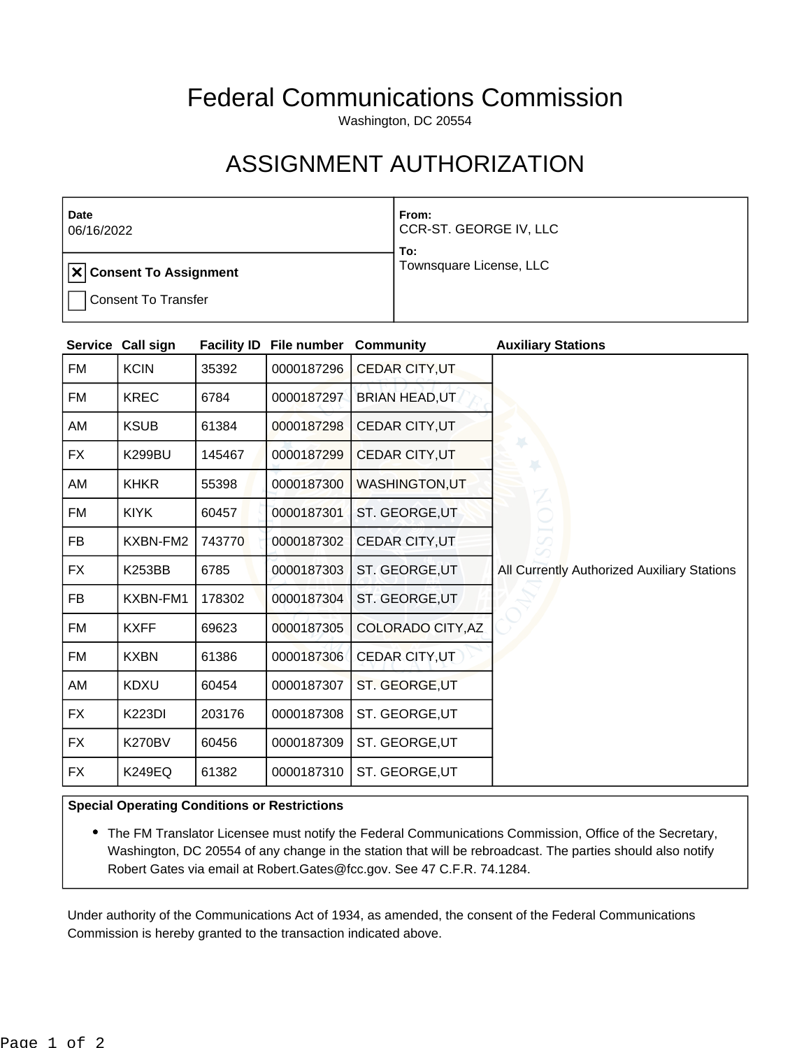# Federal Communications Commission

Washington, DC 20554

# ASSIGNMENT AUTHORIZATION

| Date<br>06/16/2022 | From:<br>CCR-ST. GEORGE IV, LLC<br>To:<br>Townsquare License, LLC |
|---|---|
| [X] **Consent To Assignment**<br>[ ] Consent To Transfer | |

| Service | Call sign | Facility ID | File number | Community | Auxiliary Stations |
|---|---|---|---|---|---|
| FM | KCIN | 35392 | 0000187296 | CEDAR CITY,UT | All Currently Authorized Auxiliary Stations |
| FM | KREC | 6784 | 0000187297 | BRIAN HEAD,UT | |
| AM | KSUB | 61384 | 0000187298 | CEDAR CITY,UT | |
| FX | K299BU | 145467 | 0000187299 | CEDAR CITY,UT | |
| AM | KHKR | 55398 | 0000187300 | WASHINGTON,UT | |
| FM | KIYK | 60457 | 0000187301 | ST. GEORGE,UT | |
| FB | KXBN-FM2 | 743770 | 0000187302 | CEDAR CITY,UT | |
| FX | K253BB | 6785 | 0000187303 | ST. GEORGE,UT | |
| FB | KXBN-FM1 | 178302 | 0000187304 | ST. GEORGE,UT | |
| FM | KXFF | 69623 | 0000187305 | COLORADO CITY,AZ | |
| FM | KXBN | 61386 | 0000187306 | CEDAR CITY,UT | |
| AM | KDXU | 60454 | 0000187307 | ST. GEORGE,UT | |
| FX | K223DI | 203176 | 0000187308 | ST. GEORGE,UT | |
| FX | K270BV | 60456 | 0000187309 | ST. GEORGE,UT | |
| FX | K249EQ | 61382 | 0000187310 | ST. GEORGE,UT | |

**Special Operating Conditions or Restrictions**

- The FM Translator Licensee must notify the Federal Communications Commission, Office of the Secretary, Washington, DC 20554 of any change in the station that will be rebroadcast. The parties should also notify Robert Gates via email at Robert.Gates@fcc.gov. See 47 C.F.R. 74.1284.

Under authority of the Communications Act of 1934, as amended, the consent of the Federal Communications Commission is hereby granted to the transaction indicated above.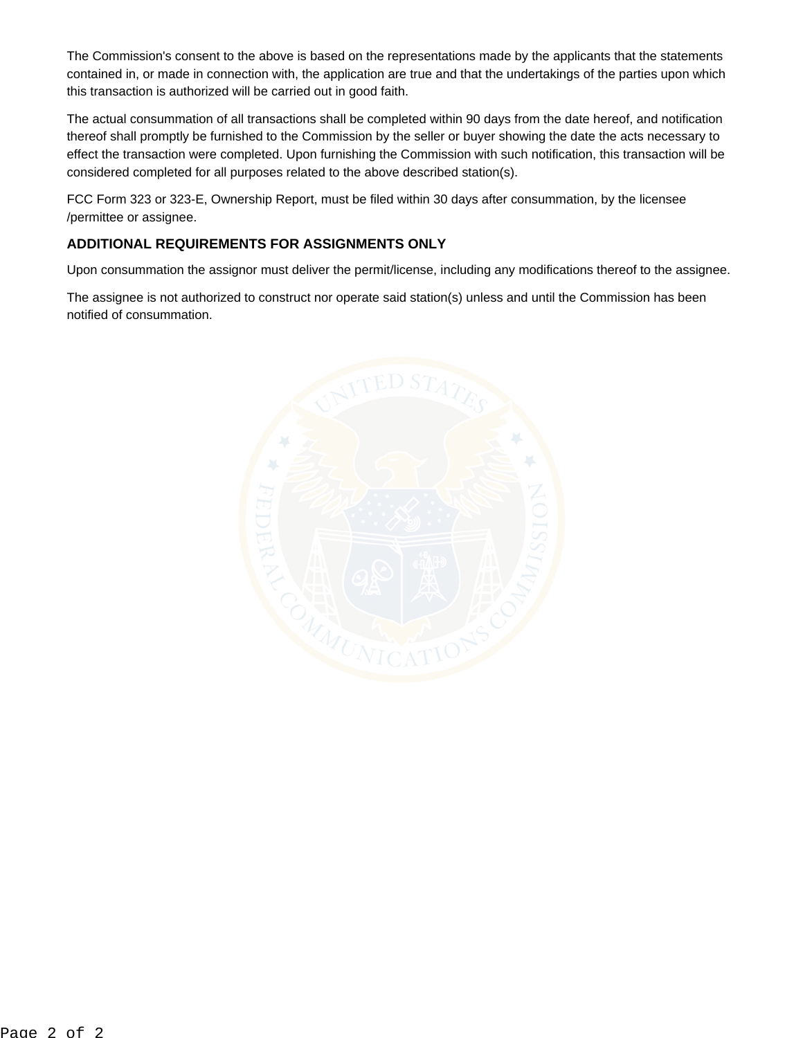The Commission's consent to the above is based on the representations made by the applicants that the statements contained in, or made in connection with, the application are true and that the undertakings of the parties upon which this transaction is authorized will be carried out in good faith.

The actual consummation of all transactions shall be completed within 90 days from the date hereof, and notification thereof shall promptly be furnished to the Commission by the seller or buyer showing the date the acts necessary to effect the transaction were completed. Upon furnishing the Commission with such notification, this transaction will be considered completed for all purposes related to the above described station(s).

FCC Form 323 or 323-E, Ownership Report, must be filed within 30 days after consummation, by the licensee /permittee or assignee.

**ADDITIONAL REQUIREMENTS FOR ASSIGNMENTS ONLY**

Upon consummation the assignor must deliver the permit/license, including any modifications thereof to the assignee.

The assignee is not authorized to construct nor operate said station(s) unless and until the Commission has been notified of consummation.